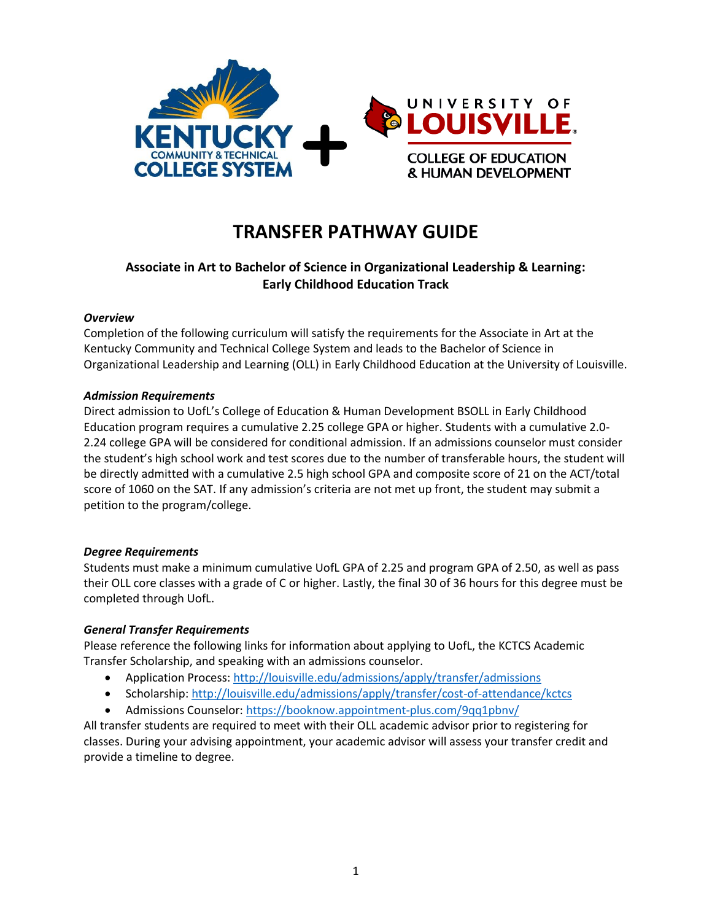# TRANSFER PATHWAY GUIDE

## Associate in Art to Bachelor of Science in Organizational Leadership & Learning: Early Childhood Education Track

***Overview***

Completion of the following curriculum will satisfy the requirements for the Associate in Art at the Kentucky Community and Technical College System and leads to the Bachelor of Science in Organizational Leadership and Learning (OLL) in Early Childhood Education at the University of Louisville.

***Admission Requirements***

Direct admission to UofL's College of Education & Human Development BSOLL in Early Childhood Education program requires a cumulative 2.25 college GPA or higher. Students with a cumulative 2.0-2.24 college GPA will be considered for conditional admission. If an admissions counselor must consider the student's high school work and test scores due to the number of transferable hours, the student will be directly admitted with a cumulative 2.5 high school GPA and composite score of 21 on the ACT/total score of 1060 on the SAT. If any admission's criteria are not met up front, the student may submit a petition to the program/college.

***Degree Requirements***

Students must make a minimum cumulative UofL GPA of 2.25 and program GPA of 2.50, as well as pass their OLL core classes with a grade of C or higher. Lastly, the final 30 of 36 hours for this degree must be completed through UofL.

***General Transfer Requirements***

Please reference the following links for information about applying to UofL, the KCTCS Academic Transfer Scholarship, and speaking with an admissions counselor.

- Application Process: http://louisville.edu/admissions/apply/transfer/admissions
- Scholarship: http://louisville.edu/admissions/apply/transfer/cost-of-attendance/kctcs
- Admissions Counselor: https://booknow.appointment-plus.com/9qq1pbnv/

All transfer students are required to meet with their OLL academic advisor prior to registering for classes. During your advising appointment, your academic advisor will assess your transfer credit and provide a timeline to degree.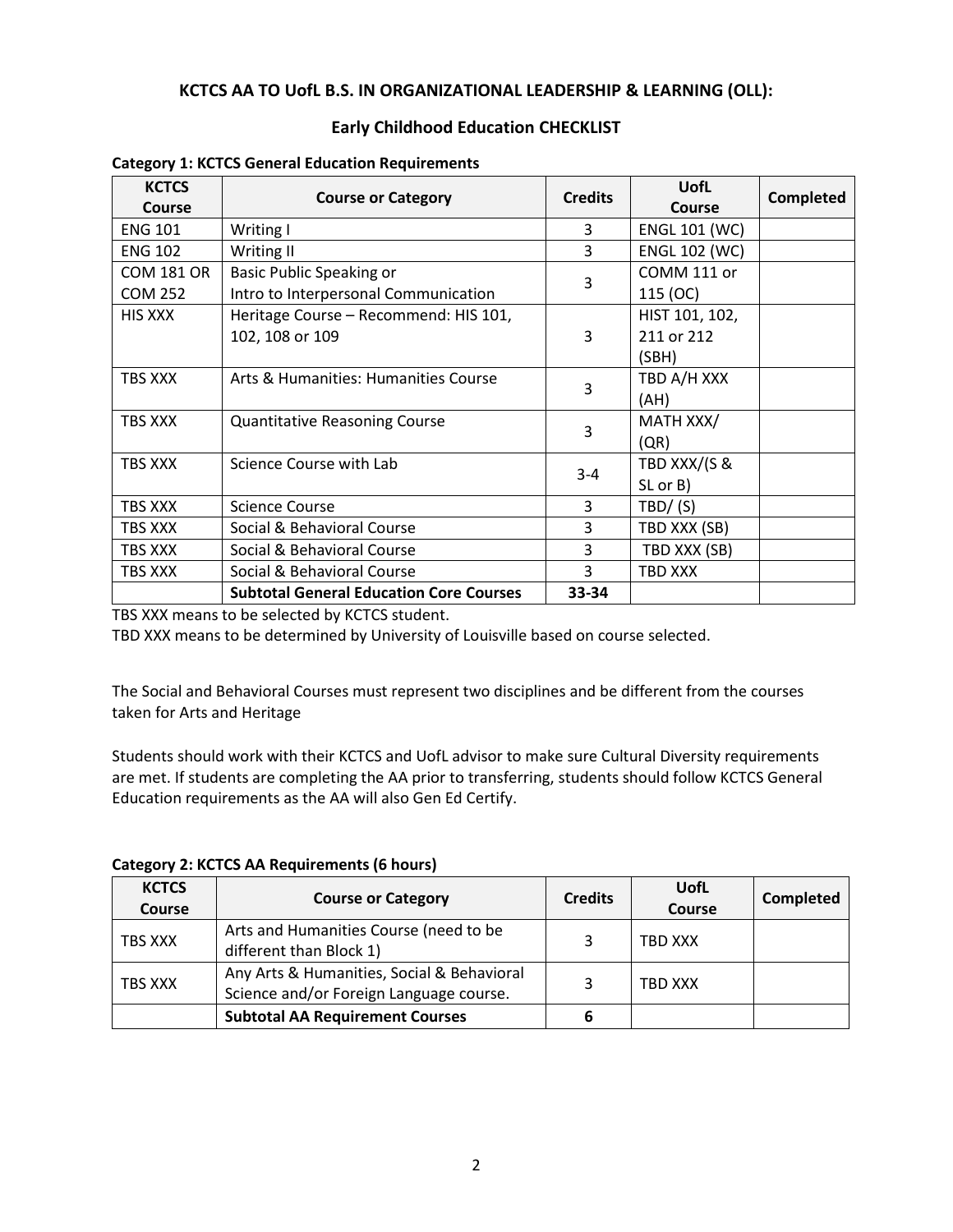### KCTCS AA TO UofL B.S. IN ORGANIZATIONAL LEADERSHIP & LEARNING (OLL):

### Early Childhood Education CHECKLIST

**Category 1: KCTCS General Education Requirements**

| KCTCS Course | Course or Category | Credits | UofL Course | Completed |
|---|---|---|---|---|
| ENG 101 | Writing I | 3 | ENGL 101 (WC) | |
| ENG 102 | Writing II | 3 | ENGL 102 (WC) | |
| COM 181 OR COM 252 | Basic Public Speaking or Intro to Interpersonal Communication | 3 | COMM 111 or 115 (OC) | |
| HIS XXX | Heritage Course – Recommend: HIS 101, 102, 108 or 109 | 3 | HIST 101, 102, 211 or 212 (SBH) | |
| TBS XXX | Arts & Humanities: Humanities Course | 3 | TBD A/H XXX (AH) | |
| TBS XXX | Quantitative Reasoning Course | 3 | MATH XXX/ (QR) | |
| TBS XXX | Science Course with Lab | 3-4 | TBD XXX/(S & SL or B) | |
| TBS XXX | Science Course | 3 | TBD/ (S) | |
| TBS XXX | Social & Behavioral Course | 3 | TBD XXX (SB) | |
| TBS XXX | Social & Behavioral Course | 3 | TBD XXX (SB) | |
| TBS XXX | Social & Behavioral Course | 3 | TBD XXX | |
| | **Subtotal General Education Core Courses** | **33-34** | | |

TBS XXX means to be selected by KCTCS student.
TBD XXX means to be determined by University of Louisville based on course selected.

The Social and Behavioral Courses must represent two disciplines and be different from the courses taken for Arts and Heritage

Students should work with their KCTCS and UofL advisor to make sure Cultural Diversity requirements are met. If students are completing the AA prior to transferring, students should follow KCTCS General Education requirements as the AA will also Gen Ed Certify.

**Category 2: KCTCS AA Requirements (6 hours)**

| KCTCS Course | Course or Category | Credits | UofL Course | Completed |
|---|---|---|---|---|
| TBS XXX | Arts and Humanities Course (need to be different than Block 1) | 3 | TBD XXX | |
| TBS XXX | Any Arts & Humanities, Social & Behavioral Science and/or Foreign Language course. | 3 | TBD XXX | |
| | **Subtotal AA Requirement Courses** | **6** | | |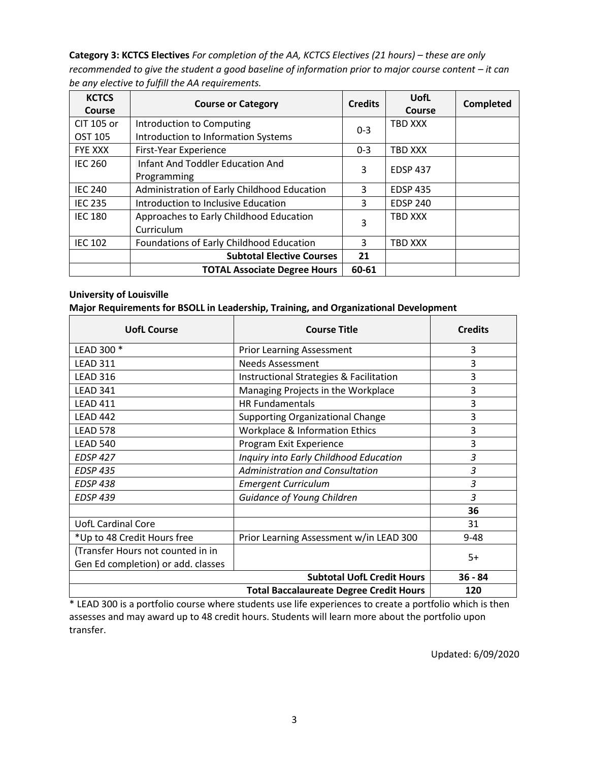**Category 3: KCTCS Electives** *For completion of the AA, KCTCS Electives (21 hours) – these are only recommended to give the student a good baseline of information prior to major course content – it can be any elective to fulfill the AA requirements.*

| KCTCS Course | Course or Category | Credits | UofL Course | Completed |
|---|---|---|---|---|
| CIT 105 or OST 105 | Introduction to Computing Introduction to Information Systems | 0-3 | TBD XXX | |
| FYE XXX | First-Year Experience | 0-3 | TBD XXX | |
| IEC 260 | Infant And Toddler Education And Programming | 3 | EDSP 437 | |
| IEC 240 | Administration of Early Childhood Education | 3 | EDSP 435 | |
| IEC 235 | Introduction to Inclusive Education | 3 | EDSP 240 | |
| IEC 180 | Approaches to Early Childhood Education Curriculum | 3 | TBD XXX | |
| IEC 102 | Foundations of Early Childhood Education | 3 | TBD XXX | |
| | **Subtotal Elective Courses** | **21** | | |
| | **TOTAL Associate Degree Hours** | **60-61** | | |

**University of Louisville**
**Major Requirements for BSOLL in Leadership, Training, and Organizational Development**

| UofL Course | Course Title | Credits |
|---|---|---|
| LEAD 300 * | Prior Learning Assessment | 3 |
| LEAD 311 | Needs Assessment | 3 |
| LEAD 316 | Instructional Strategies & Facilitation | 3 |
| LEAD 341 | Managing Projects in the Workplace | 3 |
| LEAD 411 | HR Fundamentals | 3 |
| LEAD 442 | Supporting Organizational Change | 3 |
| LEAD 578 | Workplace & Information Ethics | 3 |
| LEAD 540 | Program Exit Experience | 3 |
| *EDSP 427* | *Inquiry into Early Childhood Education* | *3* |
| *EDSP 435* | *Administration and Consultation* | *3* |
| *EDSP 438* | *Emergent Curriculum* | *3* |
| *EDSP 439* | *Guidance of Young Children* | *3* |
| | | **36** |
| UofL Cardinal Core | | 31 |
| *Up to 48 Credit Hours free | Prior Learning Assessment w/in LEAD 300 | 9-48 |
| (Transfer Hours not counted in in Gen Ed completion) or add. classes | | 5+ |
| | **Subtotal UofL Credit Hours** | **36 - 84** |
| | **Total Baccalaureate Degree Credit Hours** | **120** |

* LEAD 300 is a portfolio course where students use life experiences to create a portfolio which is then assesses and may award up to 48 credit hours. Students will learn more about the portfolio upon transfer.

Updated: 6/09/2020